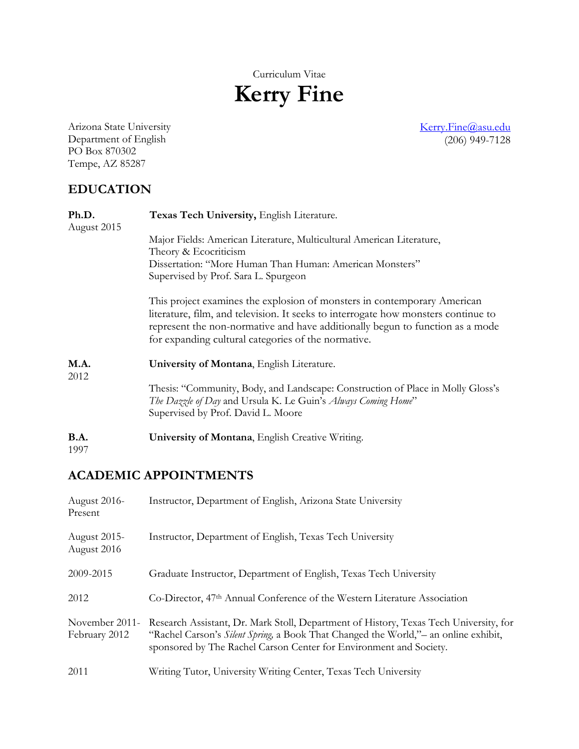Curriculum Vitae

# Kerry Fine

Arizona State University
Department of English
PO Box 870302
Tempe, AZ 85287

Kerry.Fine@asu.edu
(206) 949-7128

## EDUCATION

**Ph.D.**
August 2015

**Texas Tech University,** English Literature.

Major Fields: American Literature, Multicultural American Literature, Theory & Ecocriticism
Dissertation: "More Human Than Human: American Monsters"
Supervised by Prof. Sara L. Spurgeon

This project examines the explosion of monsters in contemporary American literature, film, and television. It seeks to interrogate how monsters continue to represent the non-normative and have additionally begun to function as a mode for expanding cultural categories of the normative.

**M.A.**
2012

**University of Montana**, English Literature.

Thesis: "Community, Body, and Landscape: Construction of Place in Molly Gloss's *The Dazzle of Day* and Ursula K. Le Guin's *Always Coming Home*"
Supervised by Prof. David L. Moore

**B.A.**
1997

**University of Montana**, English Creative Writing.

## ACADEMIC APPOINTMENTS

August 2016-Present — Instructor, Department of English, Arizona State University

August 2015-August 2016 — Instructor, Department of English, Texas Tech University

2009-2015 — Graduate Instructor, Department of English, Texas Tech University

2012 — Co-Director, 47th Annual Conference of the Western Literature Association

November 2011-February 2012 — Research Assistant, Dr. Mark Stoll, Department of History, Texas Tech University, for "Rachel Carson's *Silent Spring,* a Book That Changed the World,"– an online exhibit, sponsored by The Rachel Carson Center for Environment and Society.

2011 — Writing Tutor, University Writing Center, Texas Tech University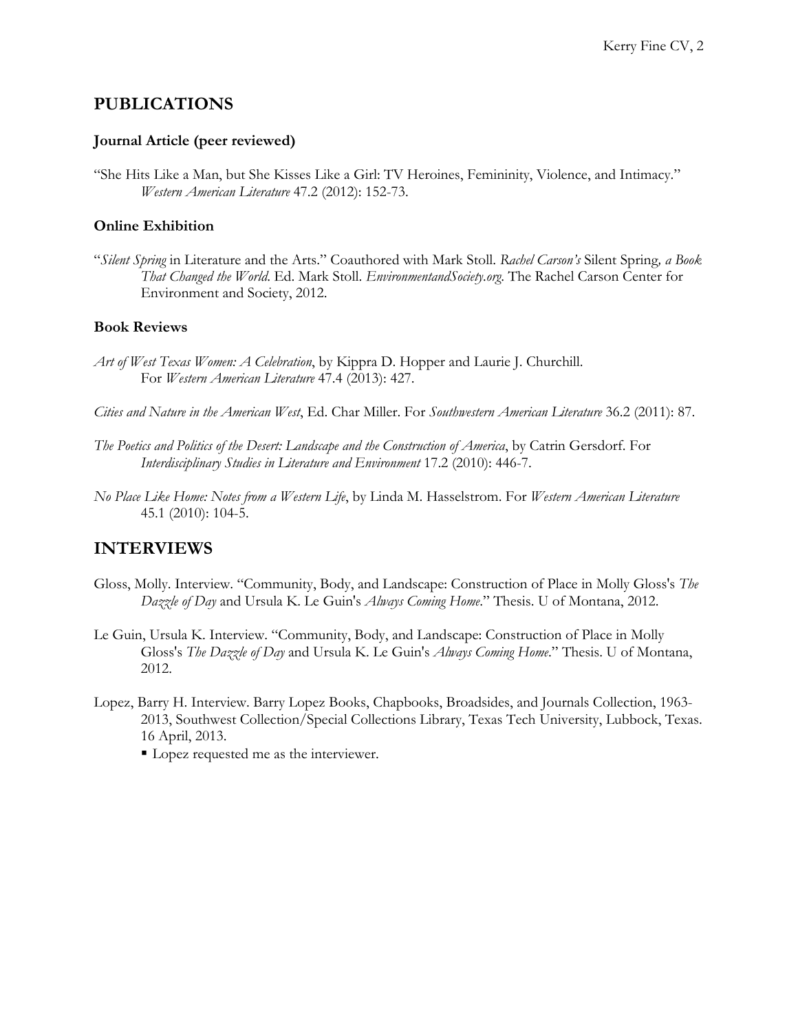## PUBLICATIONS

### Journal Article (peer reviewed)

"She Hits Like a Man, but She Kisses Like a Girl: TV Heroines, Femininity, Violence, and Intimacy." *Western American Literature* 47.2 (2012): 152-73.

### Online Exhibition

"*Silent Spring* in Literature and the Arts." Coauthored with Mark Stoll. *Rachel Carson's* Silent Spring*, a Book That Changed the World.* Ed. Mark Stoll. *EnvironmentandSociety.org.* The Rachel Carson Center for Environment and Society, 2012.

### Book Reviews

*Art of West Texas Women: A Celebration*, by Kippra D. Hopper and Laurie J. Churchill. For *Western American Literature* 47.4 (2013): 427.

*Cities and Nature in the American West*, Ed. Char Miller. For *Southwestern American Literature* 36.2 (2011): 87.

*The Poetics and Politics of the Desert: Landscape and the Construction of America*, by Catrin Gersdorf. For *Interdisciplinary Studies in Literature and Environment* 17.2 (2010): 446-7.

*No Place Like Home: Notes from a Western Life*, by Linda M. Hasselstrom. For *Western American Literature* 45.1 (2010): 104-5.

## INTERVIEWS

Gloss, Molly. Interview. "Community, Body, and Landscape: Construction of Place in Molly Gloss's *The Dazzle of Day* and Ursula K. Le Guin's *Always Coming Home*." Thesis. U of Montana, 2012.

Le Guin, Ursula K. Interview. "Community, Body, and Landscape: Construction of Place in Molly Gloss's *The Dazzle of Day* and Ursula K. Le Guin's *Always Coming Home*." Thesis. U of Montana, 2012.

Lopez, Barry H. Interview. Barry Lopez Books, Chapbooks, Broadsides, and Journals Collection, 1963-2013, Southwest Collection/Special Collections Library, Texas Tech University, Lubbock, Texas. 16 April, 2013.

- Lopez requested me as the interviewer.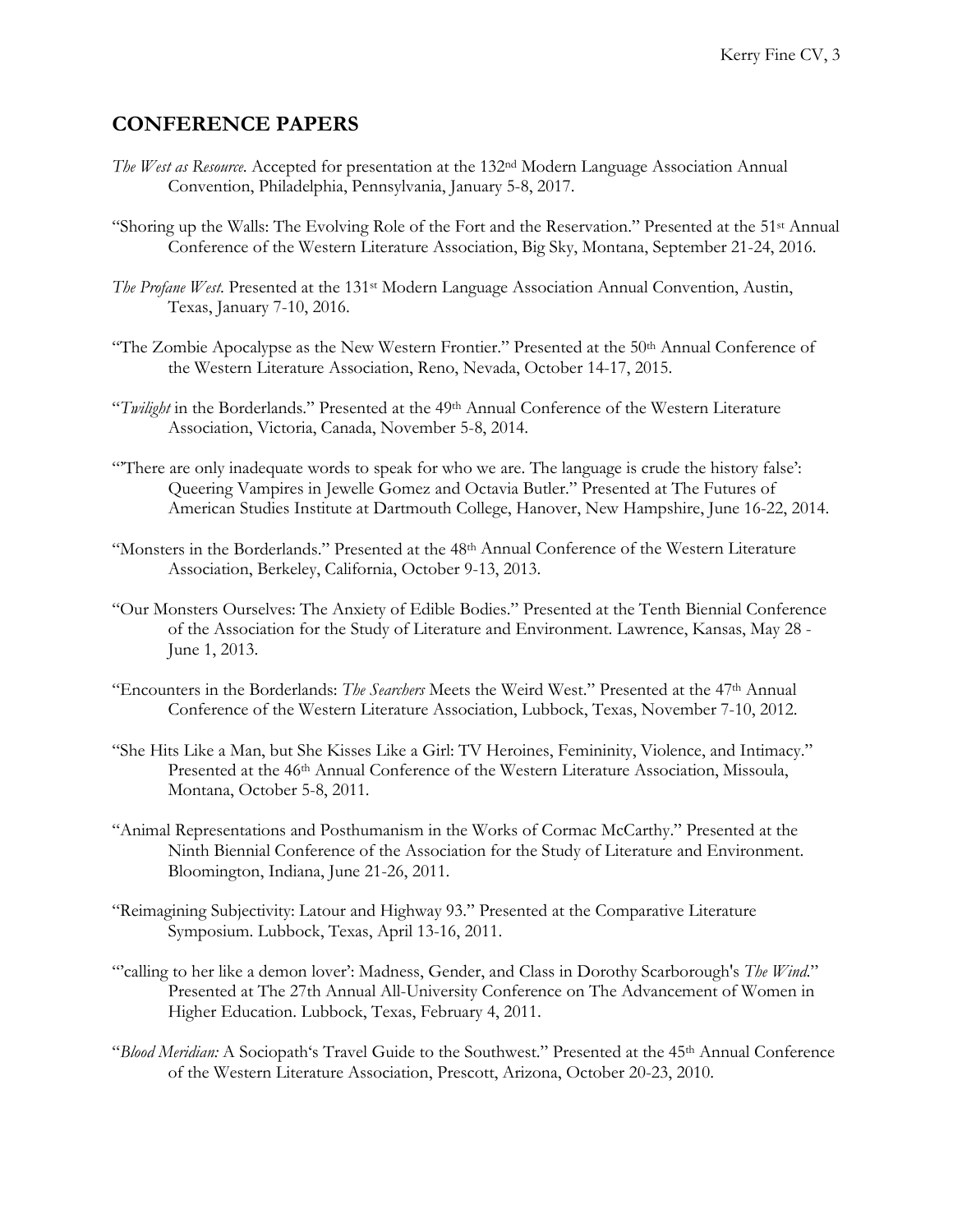## CONFERENCE PAPERS

*The West as Resource.* Accepted for presentation at the 132nd Modern Language Association Annual Convention, Philadelphia, Pennsylvania, January 5-8, 2017.

"Shoring up the Walls: The Evolving Role of the Fort and the Reservation." Presented at the 51st Annual Conference of the Western Literature Association, Big Sky, Montana, September 21-24, 2016.

*The Profane West.* Presented at the 131st Modern Language Association Annual Convention, Austin, Texas, January 7-10, 2016.

"The Zombie Apocalypse as the New Western Frontier." Presented at the 50th Annual Conference of the Western Literature Association, Reno, Nevada, October 14-17, 2015.

"*Twilight* in the Borderlands." Presented at the 49th Annual Conference of the Western Literature Association, Victoria, Canada, November 5-8, 2014.

"'There are only inadequate words to speak for who we are. The language is crude the history false': Queering Vampires in Jewelle Gomez and Octavia Butler." Presented at The Futures of American Studies Institute at Dartmouth College, Hanover, New Hampshire, June 16-22, 2014.

"Monsters in the Borderlands." Presented at the 48th Annual Conference of the Western Literature Association, Berkeley, California, October 9-13, 2013.

"Our Monsters Ourselves: The Anxiety of Edible Bodies." Presented at the Tenth Biennial Conference of the Association for the Study of Literature and Environment. Lawrence, Kansas, May 28 - June 1, 2013.

"Encounters in the Borderlands: *The Searchers* Meets the Weird West." Presented at the 47th Annual Conference of the Western Literature Association, Lubbock, Texas, November 7-10, 2012.

"She Hits Like a Man, but She Kisses Like a Girl: TV Heroines, Femininity, Violence, and Intimacy." Presented at the 46th Annual Conference of the Western Literature Association, Missoula, Montana, October 5-8, 2011.

"Animal Representations and Posthumanism in the Works of Cormac McCarthy." Presented at the Ninth Biennial Conference of the Association for the Study of Literature and Environment. Bloomington, Indiana, June 21-26, 2011.

"Reimagining Subjectivity: Latour and Highway 93." Presented at the Comparative Literature Symposium. Lubbock, Texas, April 13-16, 2011.

"'calling to her like a demon lover': Madness, Gender, and Class in Dorothy Scarborough's *The Wind*." Presented at The 27th Annual All-University Conference on The Advancement of Women in Higher Education. Lubbock, Texas, February 4, 2011.

"*Blood Meridian:* A Sociopath's Travel Guide to the Southwest." Presented at the 45th Annual Conference of the Western Literature Association, Prescott, Arizona, October 20-23, 2010.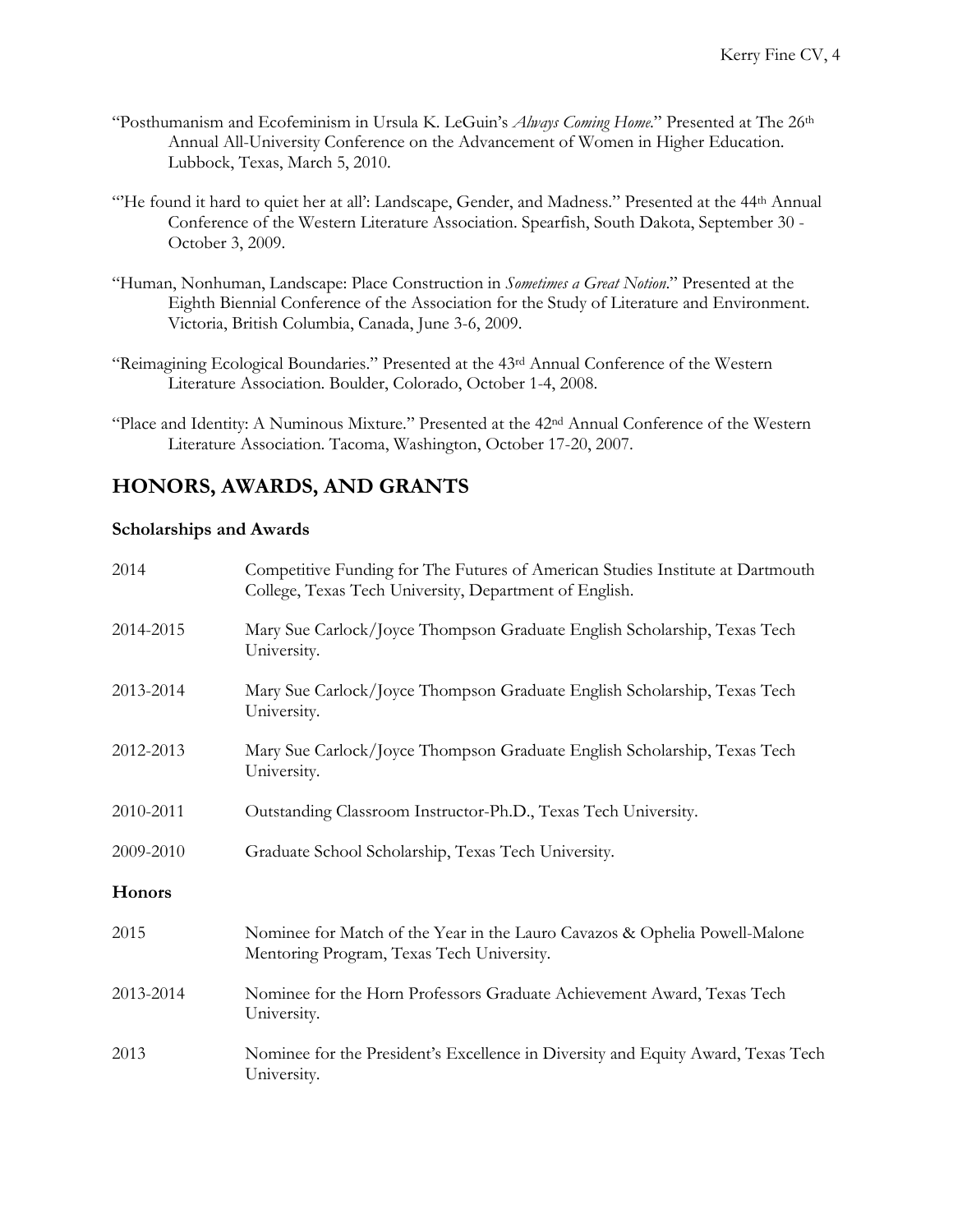"Posthumanism and Ecofeminism in Ursula K. LeGuin's *Always Coming Home*." Presented at The 26th Annual All-University Conference on the Advancement of Women in Higher Education. Lubbock, Texas, March 5, 2010.

"'He found it hard to quiet her at all': Landscape, Gender, and Madness." Presented at the 44th Annual Conference of the Western Literature Association. Spearfish, South Dakota, September 30 - October 3, 2009.

"Human, Nonhuman, Landscape: Place Construction in *Sometimes a Great Notion*." Presented at the Eighth Biennial Conference of the Association for the Study of Literature and Environment. Victoria, British Columbia, Canada, June 3-6, 2009.

"Reimagining Ecological Boundaries." Presented at the 43rd Annual Conference of the Western Literature Association. Boulder, Colorado, October 1-4, 2008.

"Place and Identity: A Numinous Mixture." Presented at the 42nd Annual Conference of the Western Literature Association. Tacoma, Washington, October 17-20, 2007.

## HONORS, AWARDS, AND GRANTS

### Scholarships and Awards

| | |
|---|---|
| 2014 | Competitive Funding for The Futures of American Studies Institute at Dartmouth College, Texas Tech University, Department of English. |
| 2014-2015 | Mary Sue Carlock/Joyce Thompson Graduate English Scholarship, Texas Tech University. |
| 2013-2014 | Mary Sue Carlock/Joyce Thompson Graduate English Scholarship, Texas Tech University. |
| 2012-2013 | Mary Sue Carlock/Joyce Thompson Graduate English Scholarship, Texas Tech University. |
| 2010-2011 | Outstanding Classroom Instructor-Ph.D., Texas Tech University. |
| 2009-2010 | Graduate School Scholarship, Texas Tech University. |

### Honors

| | |
|---|---|
| 2015 | Nominee for Match of the Year in the Lauro Cavazos & Ophelia Powell-Malone Mentoring Program, Texas Tech University. |
| 2013-2014 | Nominee for the Horn Professors Graduate Achievement Award, Texas Tech University. |
| 2013 | Nominee for the President's Excellence in Diversity and Equity Award, Texas Tech University. |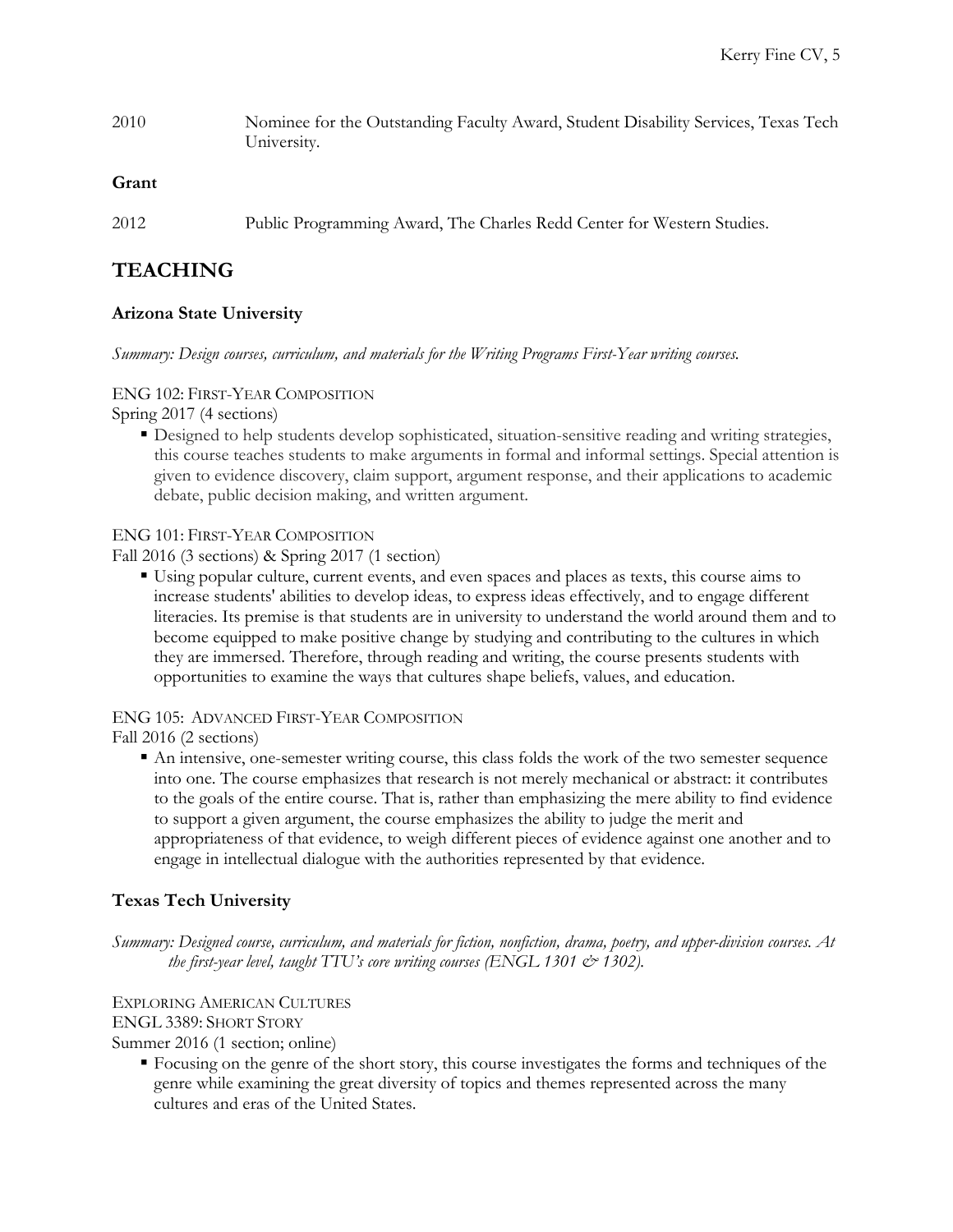2010 Nominee for the Outstanding Faculty Award, Student Disability Services, Texas Tech University.

**Grant**

2012 Public Programming Award, The Charles Redd Center for Western Studies.

# TEACHING

### Arizona State University

*Summary: Design courses, curriculum, and materials for the Writing Programs First-Year writing courses.*

ENG 102: FIRST-YEAR COMPOSITION
Spring 2017 (4 sections)

- Designed to help students develop sophisticated, situation-sensitive reading and writing strategies, this course teaches students to make arguments in formal and informal settings. Special attention is given to evidence discovery, claim support, argument response, and their applications to academic debate, public decision making, and written argument.

ENG 101: FIRST-YEAR COMPOSITION
Fall 2016 (3 sections) & Spring 2017 (1 section)

- Using popular culture, current events, and even spaces and places as texts, this course aims to increase students' abilities to develop ideas, to express ideas effectively, and to engage different literacies. Its premise is that students are in university to understand the world around them and to become equipped to make positive change by studying and contributing to the cultures in which they are immersed. Therefore, through reading and writing, the course presents students with opportunities to examine the ways that cultures shape beliefs, values, and education.

ENG 105: ADVANCED FIRST-YEAR COMPOSITION
Fall 2016 (2 sections)

- An intensive, one-semester writing course, this class folds the work of the two semester sequence into one. The course emphasizes that research is not merely mechanical or abstract: it contributes to the goals of the entire course. That is, rather than emphasizing the mere ability to find evidence to support a given argument, the course emphasizes the ability to judge the merit and appropriateness of that evidence, to weigh different pieces of evidence against one another and to engage in intellectual dialogue with the authorities represented by that evidence.

### Texas Tech University

*Summary: Designed course, curriculum, and materials for fiction, nonfiction, drama, poetry, and upper-division courses. At the first-year level, taught TTU's core writing courses (ENGL 1301 & 1302).*

EXPLORING AMERICAN CULTURES
ENGL 3389: SHORT STORY
Summer 2016 (1 section; online)

- Focusing on the genre of the short story, this course investigates the forms and techniques of the genre while examining the great diversity of topics and themes represented across the many cultures and eras of the United States.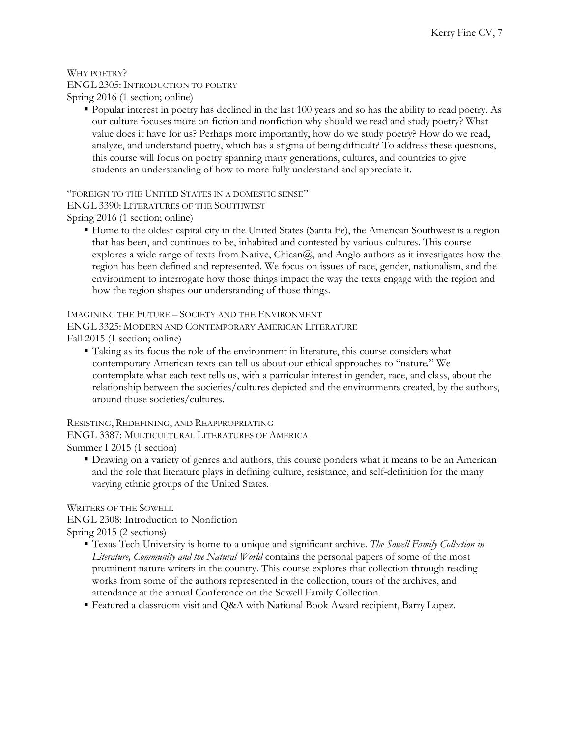Why poetry?
ENGL 2305: Introduction to poetry
Spring 2016 (1 section; online)

- Popular interest in poetry has declined in the last 100 years and so has the ability to read poetry. As our culture focuses more on fiction and nonfiction why should we read and study poetry? What value does it have for us? Perhaps more importantly, how do we study poetry? How do we read, analyze, and understand poetry, which has a stigma of being difficult? To address these questions, this course will focus on poetry spanning many generations, cultures, and countries to give students an understanding of how to more fully understand and appreciate it.

"foreign to the United States in a domestic sense"
ENGL 3390: Literatures of the Southwest
Spring 2016 (1 section; online)

- Home to the oldest capital city in the United States (Santa Fe), the American Southwest is a region that has been, and continues to be, inhabited and contested by various cultures. This course explores a wide range of texts from Native, Chican@, and Anglo authors as it investigates how the region has been defined and represented. We focus on issues of race, gender, nationalism, and the environment to interrogate how those things impact the way the texts engage with the region and how the region shapes our understanding of those things.

Imagining the Future – Society and the Environment
ENGL 3325: Modern and Contemporary American Literature
Fall 2015 (1 section; online)

- Taking as its focus the role of the environment in literature, this course considers what contemporary American texts can tell us about our ethical approaches to "nature." We contemplate what each text tells us, with a particular interest in gender, race, and class, about the relationship between the societies/cultures depicted and the environments created, by the authors, around those societies/cultures.

Resisting, Redefining, and Reappropriating
ENGL 3387: Multicultural Literatures of America
Summer I 2015 (1 section)

- Drawing on a variety of genres and authors, this course ponders what it means to be an American and the role that literature plays in defining culture, resistance, and self-definition for the many varying ethnic groups of the United States.

Writers of the Sowell
ENGL 2308: Introduction to Nonfiction
Spring 2015 (2 sections)

- Texas Tech University is home to a unique and significant archive. *The Sowell Family Collection in Literature, Community and the Natural World* contains the personal papers of some of the most prominent nature writers in the country. This course explores that collection through reading works from some of the authors represented in the collection, tours of the archives, and attendance at the annual Conference on the Sowell Family Collection.
- Featured a classroom visit and Q&A with National Book Award recipient, Barry Lopez.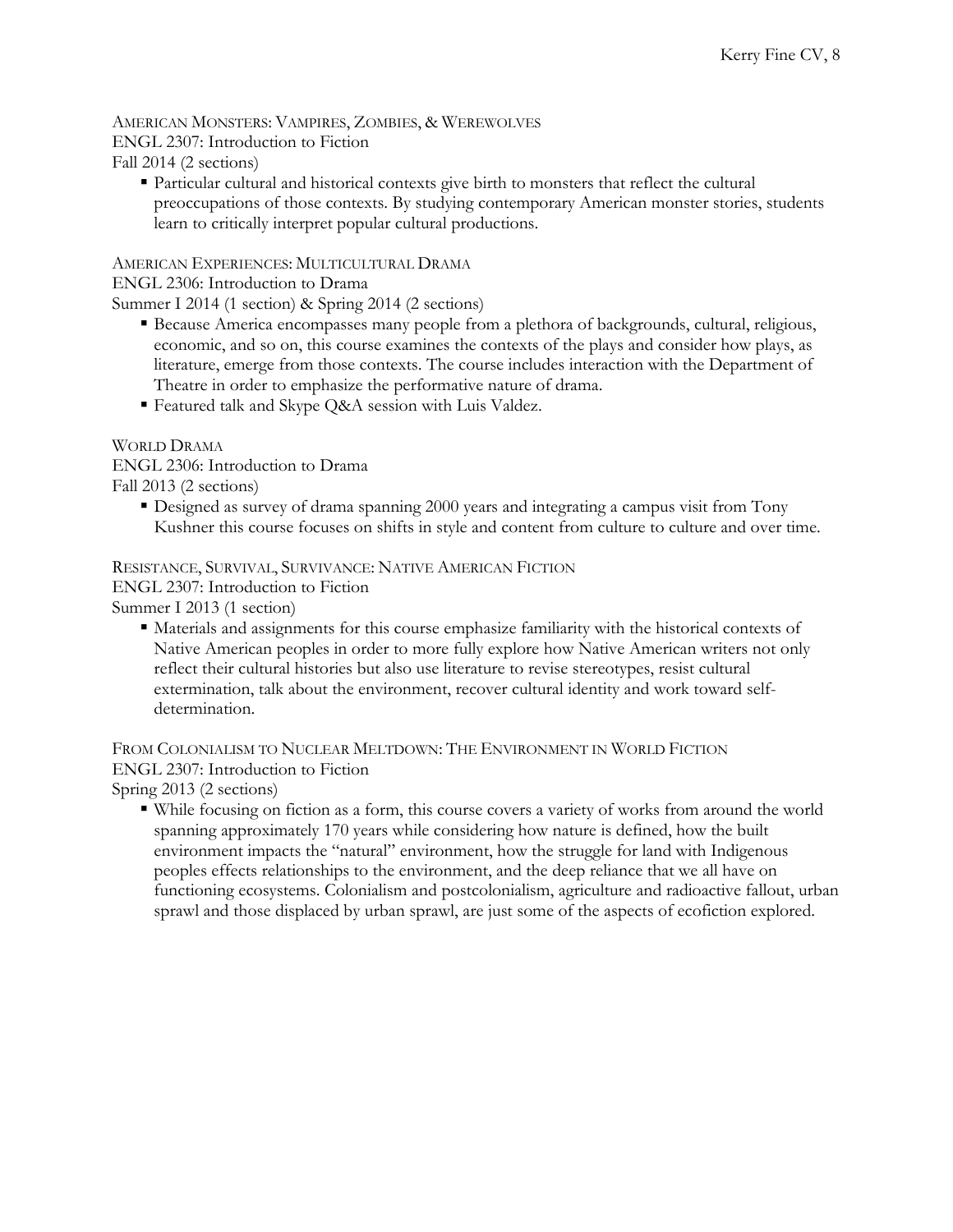American Monsters: Vampires, Zombies, & Werewolves
ENGL 2307: Introduction to Fiction
Fall 2014 (2 sections)

- Particular cultural and historical contexts give birth to monsters that reflect the cultural preoccupations of those contexts. By studying contemporary American monster stories, students learn to critically interpret popular cultural productions.

American Experiences: Multicultural Drama
ENGL 2306: Introduction to Drama
Summer I 2014 (1 section) & Spring 2014 (2 sections)

- Because America encompasses many people from a plethora of backgrounds, cultural, religious, economic, and so on, this course examines the contexts of the plays and consider how plays, as literature, emerge from those contexts. The course includes interaction with the Department of Theatre in order to emphasize the performative nature of drama.
- Featured talk and Skype Q&A session with Luis Valdez.

World Drama
ENGL 2306: Introduction to Drama
Fall 2013 (2 sections)

- Designed as survey of drama spanning 2000 years and integrating a campus visit from Tony Kushner this course focuses on shifts in style and content from culture to culture and over time.

Resistance, Survival, Survivance: Native American Fiction
ENGL 2307: Introduction to Fiction
Summer I 2013 (1 section)

- Materials and assignments for this course emphasize familiarity with the historical contexts of Native American peoples in order to more fully explore how Native American writers not only reflect their cultural histories but also use literature to revise stereotypes, resist cultural extermination, talk about the environment, recover cultural identity and work toward self-determination.

From Colonialism to Nuclear Meltdown: The Environment in World Fiction
ENGL 2307: Introduction to Fiction
Spring 2013 (2 sections)

- While focusing on fiction as a form, this course covers a variety of works from around the world spanning approximately 170 years while considering how nature is defined, how the built environment impacts the "natural" environment, how the struggle for land with Indigenous peoples effects relationships to the environment, and the deep reliance that we all have on functioning ecosystems. Colonialism and postcolonialism, agriculture and radioactive fallout, urban sprawl and those displaced by urban sprawl, are just some of the aspects of ecofiction explored.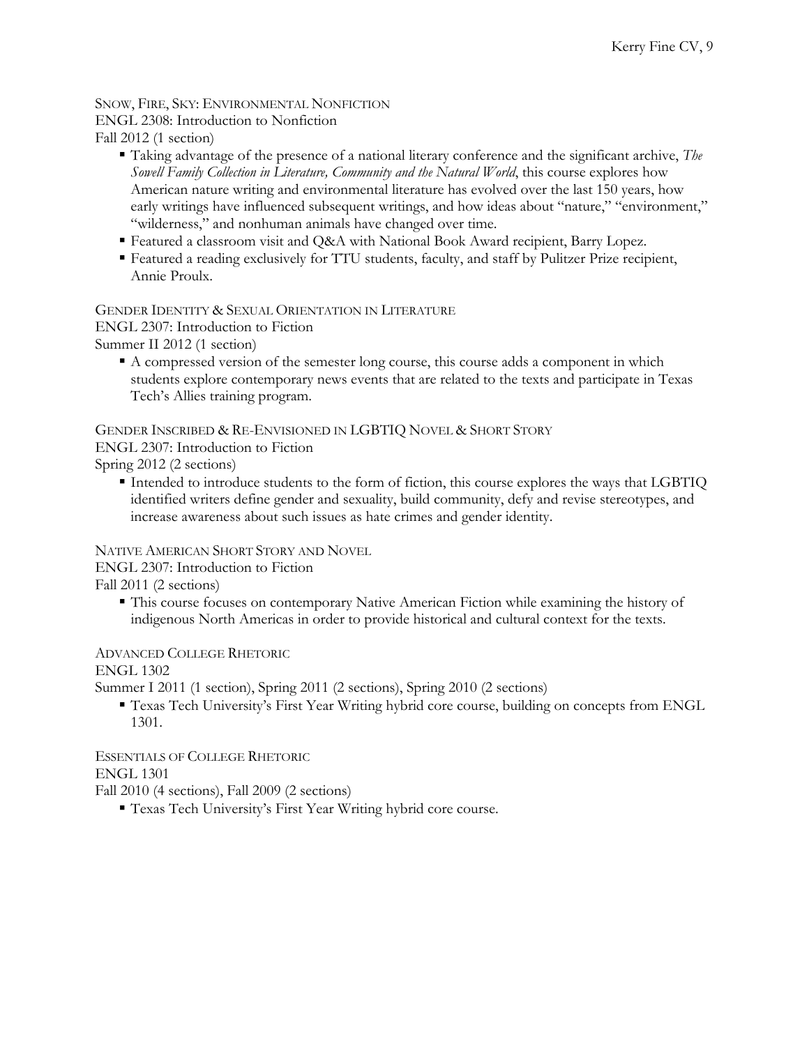Snow, Fire, Sky: Environmental Nonfiction
ENGL 2308: Introduction to Nonfiction
Fall 2012 (1 section)

- Taking advantage of the presence of a national literary conference and the significant archive, *The Sowell Family Collection in Literature, Community and the Natural World*, this course explores how American nature writing and environmental literature has evolved over the last 150 years, how early writings have influenced subsequent writings, and how ideas about "nature," "environment," "wilderness," and nonhuman animals have changed over time.
- Featured a classroom visit and Q&A with National Book Award recipient, Barry Lopez.
- Featured a reading exclusively for TTU students, faculty, and staff by Pulitzer Prize recipient, Annie Proulx.

Gender Identity & Sexual Orientation in Literature
ENGL 2307: Introduction to Fiction
Summer II 2012 (1 section)

- A compressed version of the semester long course, this course adds a component in which students explore contemporary news events that are related to the texts and participate in Texas Tech's Allies training program.

Gender Inscribed & Re-Envisioned in LGBTIQ Novel & Short Story
ENGL 2307: Introduction to Fiction
Spring 2012 (2 sections)

- Intended to introduce students to the form of fiction, this course explores the ways that LGBTIQ identified writers define gender and sexuality, build community, defy and revise stereotypes, and increase awareness about such issues as hate crimes and gender identity.

Native American Short Story and Novel
ENGL 2307: Introduction to Fiction
Fall 2011 (2 sections)

- This course focuses on contemporary Native American Fiction while examining the history of indigenous North Americas in order to provide historical and cultural context for the texts.

Advanced College Rhetoric
ENGL 1302
Summer I 2011 (1 section), Spring 2011 (2 sections), Spring 2010 (2 sections)

- Texas Tech University's First Year Writing hybrid core course, building on concepts from ENGL 1301.

Essentials of College Rhetoric
ENGL 1301
Fall 2010 (4 sections), Fall 2009 (2 sections)

- Texas Tech University's First Year Writing hybrid core course.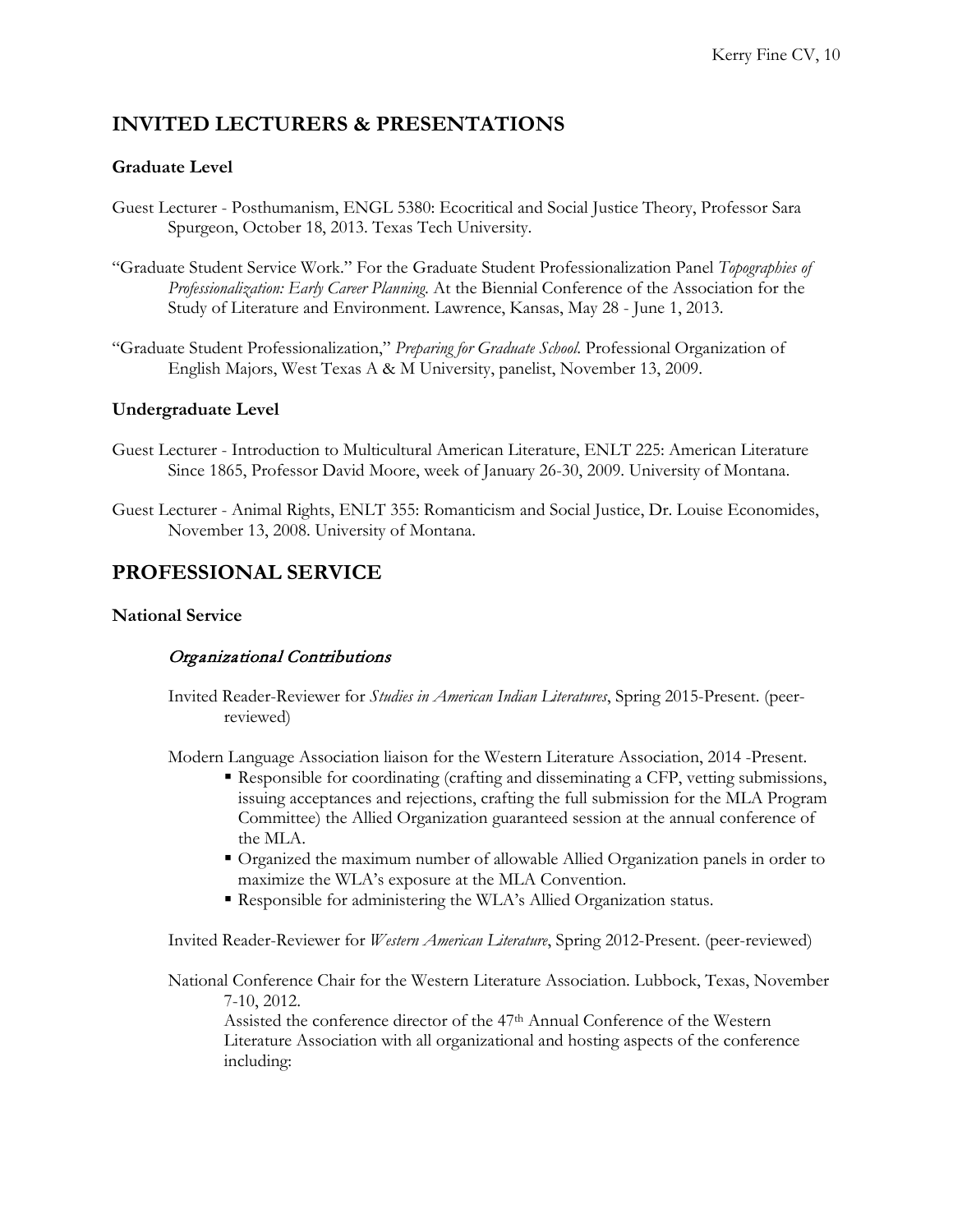## INVITED LECTURERS & PRESENTATIONS

### Graduate Level

Guest Lecturer - Posthumanism, ENGL 5380: Ecocritical and Social Justice Theory, Professor Sara Spurgeon, October 18, 2013. Texas Tech University.

"Graduate Student Service Work." For the Graduate Student Professionalization Panel *Topographies of Professionalization: Early Career Planning.* At the Biennial Conference of the Association for the Study of Literature and Environment. Lawrence, Kansas, May 28 - June 1, 2013.

"Graduate Student Professionalization," *Preparing for Graduate School.* Professional Organization of English Majors, West Texas A & M University, panelist, November 13, 2009.

### Undergraduate Level

Guest Lecturer - Introduction to Multicultural American Literature, ENLT 225: American Literature Since 1865, Professor David Moore, week of January 26-30, 2009. University of Montana.

Guest Lecturer - Animal Rights, ENLT 355: Romanticism and Social Justice, Dr. Louise Economides, November 13, 2008. University of Montana.

## PROFESSIONAL SERVICE

### National Service

#### *Organizational Contributions*

Invited Reader-Reviewer for *Studies in American Indian Literatures*, Spring 2015-Present. (peer-reviewed)

Modern Language Association liaison for the Western Literature Association, 2014 -Present.

- Responsible for coordinating (crafting and disseminating a CFP, vetting submissions, issuing acceptances and rejections, crafting the full submission for the MLA Program Committee) the Allied Organization guaranteed session at the annual conference of the MLA.
- Organized the maximum number of allowable Allied Organization panels in order to maximize the WLA's exposure at the MLA Convention.
- Responsible for administering the WLA's Allied Organization status.

Invited Reader-Reviewer for *Western American Literature*, Spring 2012-Present. (peer-reviewed)

National Conference Chair for the Western Literature Association. Lubbock, Texas, November 7-10, 2012.

Assisted the conference director of the 47th Annual Conference of the Western Literature Association with all organizational and hosting aspects of the conference including: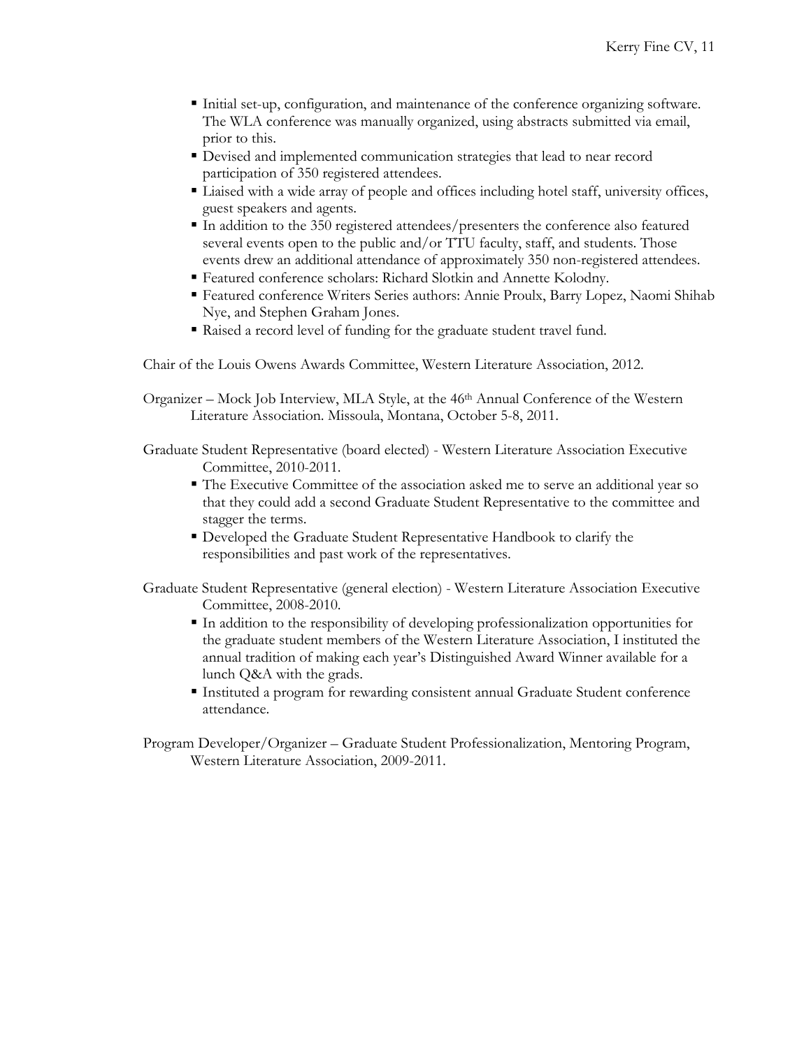- Initial set-up, configuration, and maintenance of the conference organizing software. The WLA conference was manually organized, using abstracts submitted via email, prior to this.
- Devised and implemented communication strategies that lead to near record participation of 350 registered attendees.
- Liaised with a wide array of people and offices including hotel staff, university offices, guest speakers and agents.
- In addition to the 350 registered attendees/presenters the conference also featured several events open to the public and/or TTU faculty, staff, and students. Those events drew an additional attendance of approximately 350 non-registered attendees.
- Featured conference scholars: Richard Slotkin and Annette Kolodny.
- Featured conference Writers Series authors: Annie Proulx, Barry Lopez, Naomi Shihab Nye, and Stephen Graham Jones.
- Raised a record level of funding for the graduate student travel fund.

Chair of the Louis Owens Awards Committee, Western Literature Association, 2012.

Organizer – Mock Job Interview, MLA Style, at the 46th Annual Conference of the Western Literature Association. Missoula, Montana, October 5-8, 2011.

Graduate Student Representative (board elected) - Western Literature Association Executive Committee, 2010-2011.

- The Executive Committee of the association asked me to serve an additional year so that they could add a second Graduate Student Representative to the committee and stagger the terms.
- Developed the Graduate Student Representative Handbook to clarify the responsibilities and past work of the representatives.

Graduate Student Representative (general election) - Western Literature Association Executive Committee, 2008-2010.

- In addition to the responsibility of developing professionalization opportunities for the graduate student members of the Western Literature Association, I instituted the annual tradition of making each year's Distinguished Award Winner available for a lunch Q&A with the grads.
- Instituted a program for rewarding consistent annual Graduate Student conference attendance.

Program Developer/Organizer – Graduate Student Professionalization, Mentoring Program, Western Literature Association, 2009-2011.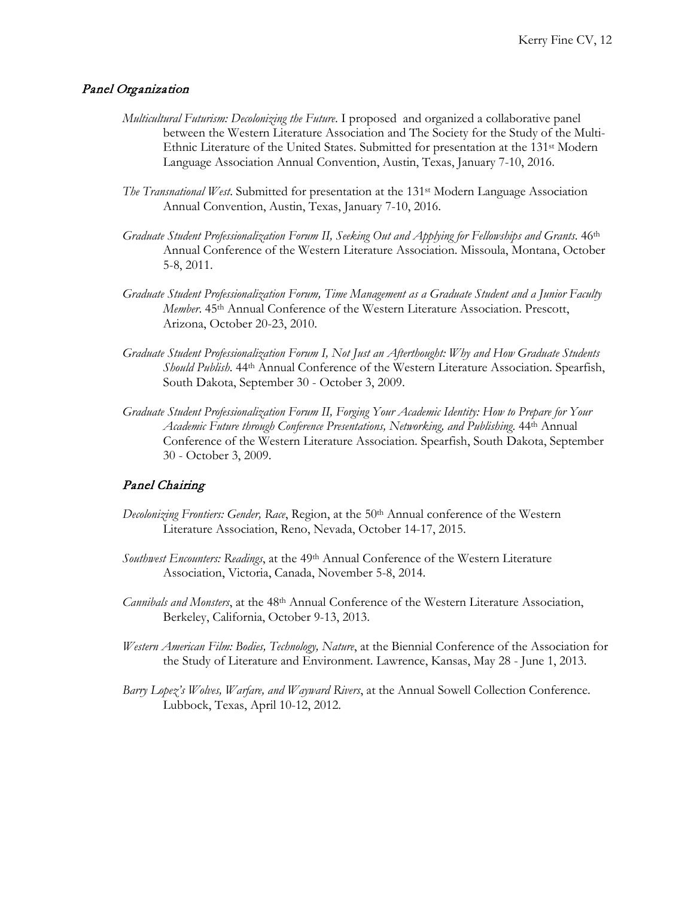## *Panel Organization*

*Multicultural Futurism: Decolonizing the Future*. I proposed and organized a collaborative panel between the Western Literature Association and The Society for the Study of the Multi-Ethnic Literature of the United States. Submitted for presentation at the 131st Modern Language Association Annual Convention, Austin, Texas, January 7-10, 2016.

*The Transnational West*. Submitted for presentation at the 131st Modern Language Association Annual Convention, Austin, Texas, January 7-10, 2016.

*Graduate Student Professionalization Forum II, Seeking Out and Applying for Fellowships and Grants*. 46th Annual Conference of the Western Literature Association. Missoula, Montana, October 5-8, 2011.

*Graduate Student Professionalization Forum, Time Management as a Graduate Student and a Junior Faculty Member*. 45th Annual Conference of the Western Literature Association. Prescott, Arizona, October 20-23, 2010.

*Graduate Student Professionalization Forum I, Not Just an Afterthought: Why and How Graduate Students Should Publish*. 44th Annual Conference of the Western Literature Association. Spearfish, South Dakota, September 30 - October 3, 2009.

*Graduate Student Professionalization Forum II, Forging Your Academic Identity: How to Prepare for Your Academic Future through Conference Presentations, Networking, and Publishing*. 44th Annual Conference of the Western Literature Association. Spearfish, South Dakota, September 30 - October 3, 2009.

## *Panel Chairing*

*Decolonizing Frontiers: Gender, Race*, Region, at the 50th Annual conference of the Western Literature Association, Reno, Nevada, October 14-17, 2015.

*Southwest Encounters: Readings*, at the 49th Annual Conference of the Western Literature Association, Victoria, Canada, November 5-8, 2014.

*Cannibals and Monsters*, at the 48th Annual Conference of the Western Literature Association, Berkeley, California, October 9-13, 2013.

*Western American Film: Bodies, Technology, Nature*, at the Biennial Conference of the Association for the Study of Literature and Environment. Lawrence, Kansas, May 28 - June 1, 2013.

*Barry Lopez's Wolves, Warfare, and Wayward Rivers*, at the Annual Sowell Collection Conference. Lubbock, Texas, April 10-12, 2012.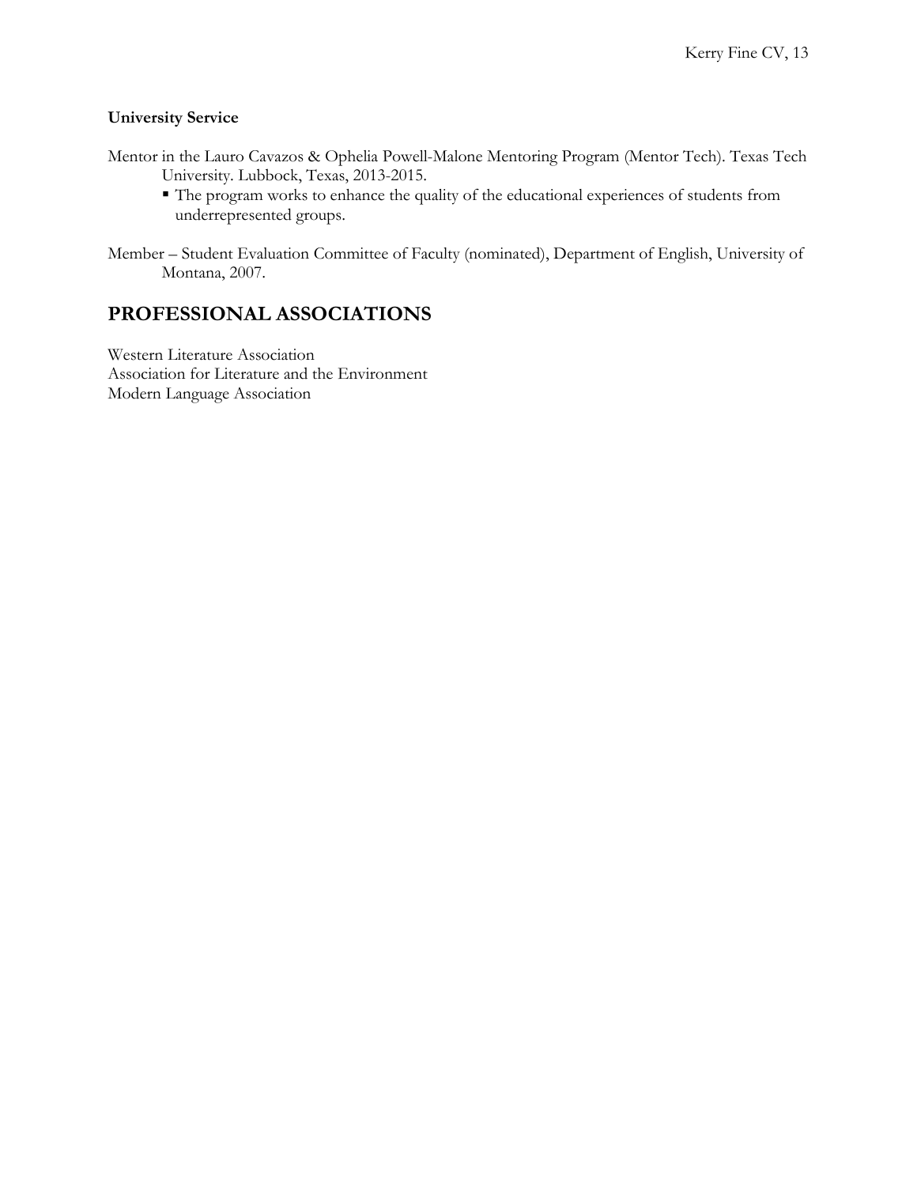### University Service

Mentor in the Lauro Cavazos & Ophelia Powell-Malone Mentoring Program (Mentor Tech). Texas Tech University. Lubbock, Texas, 2013-2015.

- The program works to enhance the quality of the educational experiences of students from underrepresented groups.

Member – Student Evaluation Committee of Faculty (nominated), Department of English, University of Montana, 2007.

## PROFESSIONAL ASSOCIATIONS

Western Literature Association
Association for Literature and the Environment
Modern Language Association